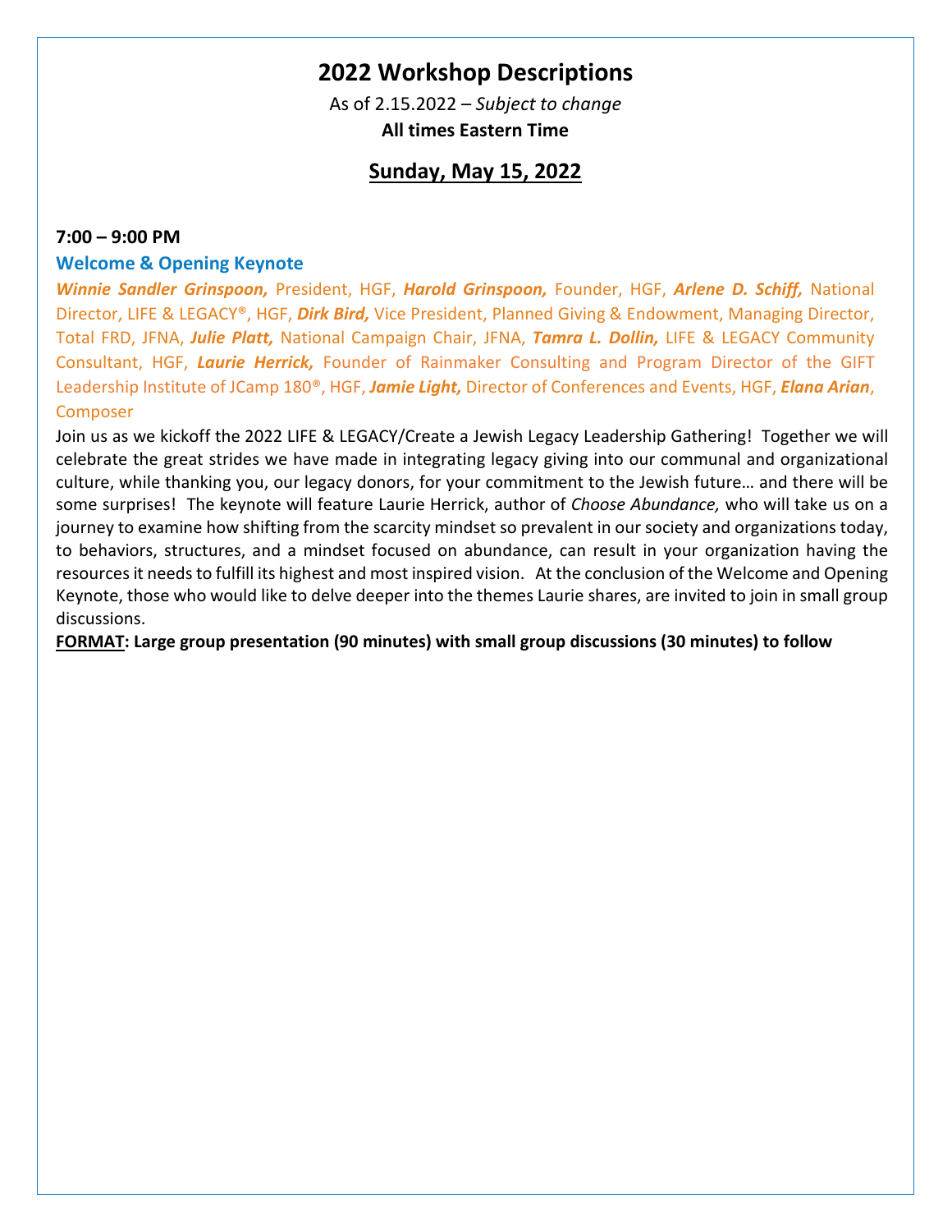# 2022 Workshop Descriptions

As of 2.15.2022 – *Subject to change*
**All times Eastern Time**

## Sunday, May 15, 2022

**7:00 – 9:00 PM**

### Welcome & Opening Keynote

***Winnie Sandler Grinspoon,*** President, HGF, ***Harold Grinspoon,*** Founder, HGF, ***Arlene D. Schiff,*** National Director, LIFE & LEGACY®, HGF, ***Dirk Bird,*** Vice President, Planned Giving & Endowment, Managing Director, Total FRD, JFNA, ***Julie Platt,*** National Campaign Chair, JFNA, ***Tamra L. Dollin,*** LIFE & LEGACY Community Consultant, HGF, ***Laurie Herrick,*** Founder of Rainmaker Consulting and Program Director of the GIFT Leadership Institute of JCamp 180®, HGF, ***Jamie Light,*** Director of Conferences and Events, HGF, ***Elana Arian***, Composer

Join us as we kickoff the 2022 LIFE & LEGACY/Create a Jewish Legacy Leadership Gathering! Together we will celebrate the great strides we have made in integrating legacy giving into our communal and organizational culture, while thanking you, our legacy donors, for your commitment to the Jewish future… and there will be some surprises! The keynote will feature Laurie Herrick, author of *Choose Abundance,* who will take us on a journey to examine how shifting from the scarcity mindset so prevalent in our society and organizations today, to behaviors, structures, and a mindset focused on abundance, can result in your organization having the resources it needs to fulfill its highest and most inspired vision. At the conclusion of the Welcome and Opening Keynote, those who would like to delve deeper into the themes Laurie shares, are invited to join in small group discussions.

**FORMAT: Large group presentation (90 minutes) with small group discussions (30 minutes) to follow**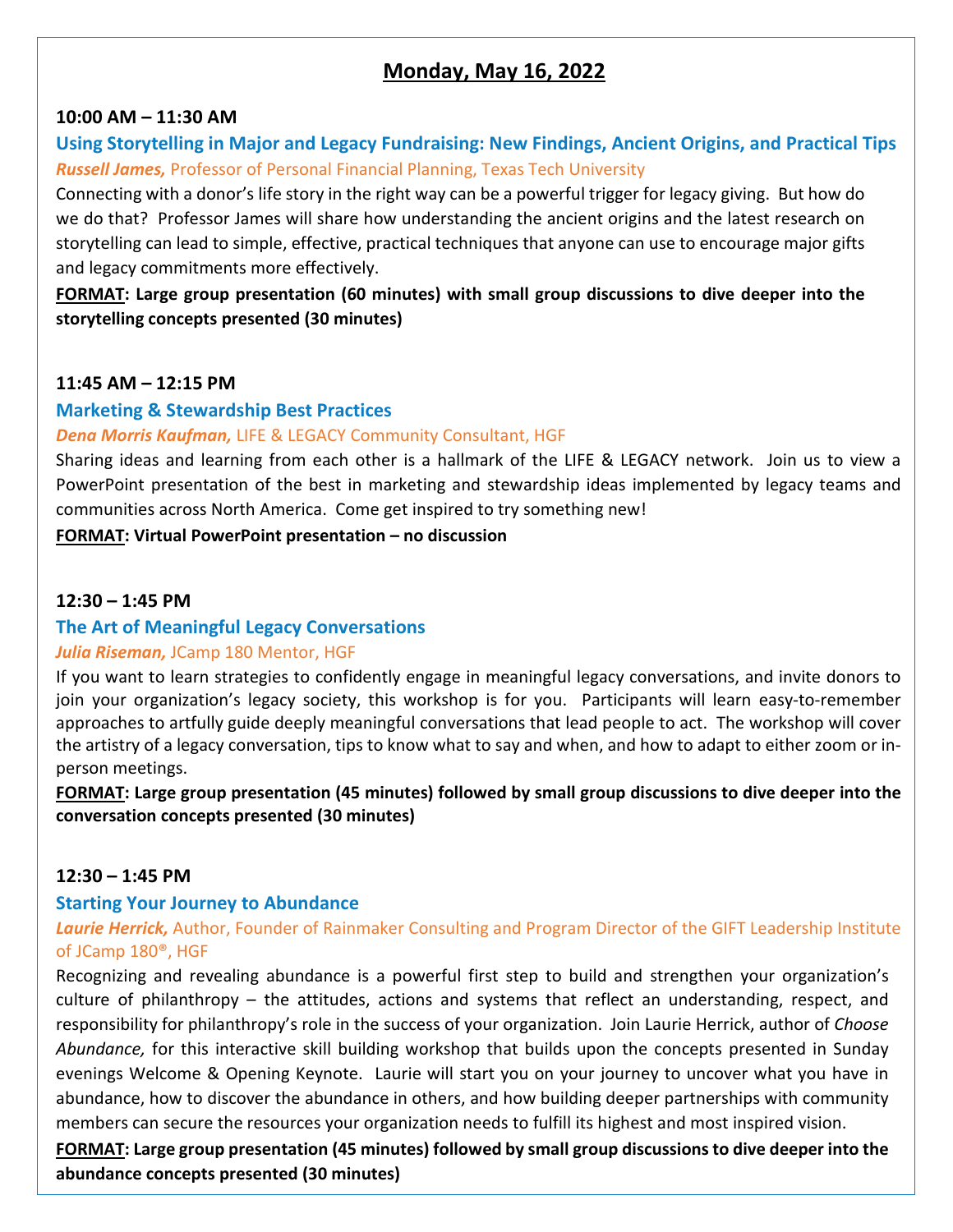# Monday, May 16, 2022

**10:00 AM – 11:30 AM**

### Using Storytelling in Major and Legacy Fundraising: New Findings, Ancient Origins, and Practical Tips

***Russell James,*** Professor of Personal Financial Planning, Texas Tech University

Connecting with a donor's life story in the right way can be a powerful trigger for legacy giving. But how do we do that? Professor James will share how understanding the ancient origins and the latest research on storytelling can lead to simple, effective, practical techniques that anyone can use to encourage major gifts and legacy commitments more effectively.

**FORMAT: Large group presentation (60 minutes) with small group discussions to dive deeper into the storytelling concepts presented (30 minutes)**

**11:45 AM – 12:15 PM**

### Marketing & Stewardship Best Practices

***Dena Morris Kaufman,*** LIFE & LEGACY Community Consultant, HGF

Sharing ideas and learning from each other is a hallmark of the LIFE & LEGACY network. Join us to view a PowerPoint presentation of the best in marketing and stewardship ideas implemented by legacy teams and communities across North America. Come get inspired to try something new!

**FORMAT: Virtual PowerPoint presentation – no discussion**

**12:30 – 1:45 PM**

### The Art of Meaningful Legacy Conversations

***Julia Riseman,*** JCamp 180 Mentor, HGF

If you want to learn strategies to confidently engage in meaningful legacy conversations, and invite donors to join your organization's legacy society, this workshop is for you. Participants will learn easy-to-remember approaches to artfully guide deeply meaningful conversations that lead people to act. The workshop will cover the artistry of a legacy conversation, tips to know what to say and when, and how to adapt to either zoom or in-person meetings.

**FORMAT: Large group presentation (45 minutes) followed by small group discussions to dive deeper into the conversation concepts presented (30 minutes)**

**12:30 – 1:45 PM**

### Starting Your Journey to Abundance

***Laurie Herrick,*** Author, Founder of Rainmaker Consulting and Program Director of the GIFT Leadership Institute of JCamp 180®, HGF

Recognizing and revealing abundance is a powerful first step to build and strengthen your organization's culture of philanthropy – the attitudes, actions and systems that reflect an understanding, respect, and responsibility for philanthropy's role in the success of your organization. Join Laurie Herrick, author of *Choose Abundance,* for this interactive skill building workshop that builds upon the concepts presented in Sunday evenings Welcome & Opening Keynote. Laurie will start you on your journey to uncover what you have in abundance, how to discover the abundance in others, and how building deeper partnerships with community members can secure the resources your organization needs to fulfill its highest and most inspired vision.

**FORMAT: Large group presentation (45 minutes) followed by small group discussions to dive deeper into the abundance concepts presented (30 minutes)**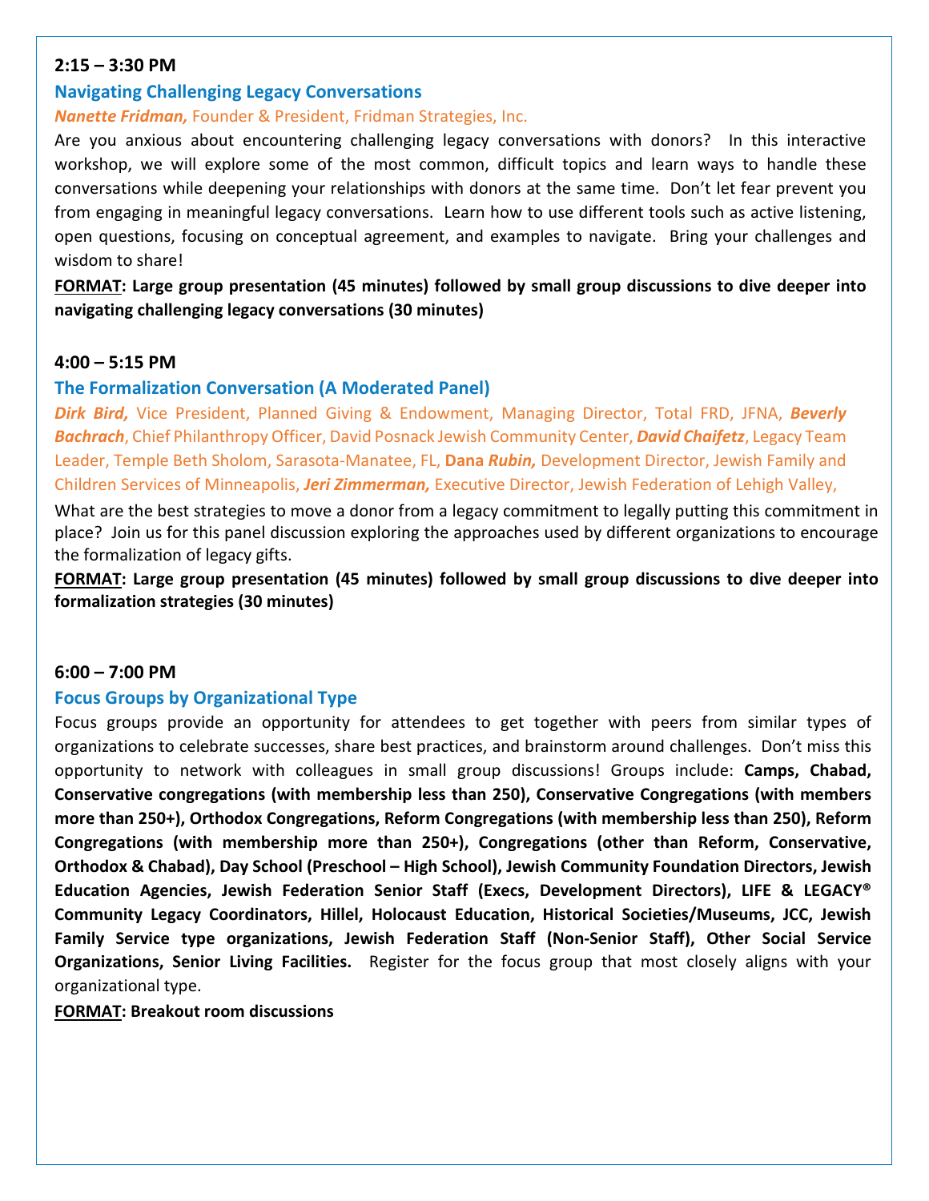**2:15 – 3:30 PM**

### Navigating Challenging Legacy Conversations

***Nanette Fridman,*** Founder & President, Fridman Strategies, Inc.

Are you anxious about encountering challenging legacy conversations with donors? In this interactive workshop, we will explore some of the most common, difficult topics and learn ways to handle these conversations while deepening your relationships with donors at the same time. Don't let fear prevent you from engaging in meaningful legacy conversations. Learn how to use different tools such as active listening, open questions, focusing on conceptual agreement, and examples to navigate. Bring your challenges and wisdom to share!

**FORMAT: Large group presentation (45 minutes) followed by small group discussions to dive deeper into navigating challenging legacy conversations (30 minutes)**

**4:00 – 5:15 PM**

### The Formalization Conversation (A Moderated Panel)

***Dirk Bird,*** Vice President, Planned Giving & Endowment, Managing Director, Total FRD, JFNA, ***Beverly Bachrach***, Chief Philanthropy Officer, David Posnack Jewish Community Center, ***David Chaifetz***, Legacy Team Leader, Temple Beth Sholom, Sarasota-Manatee, FL, **Dana *Rubin,*** Development Director, Jewish Family and Children Services of Minneapolis, ***Jeri Zimmerman,*** Executive Director, Jewish Federation of Lehigh Valley,

What are the best strategies to move a donor from a legacy commitment to legally putting this commitment in place? Join us for this panel discussion exploring the approaches used by different organizations to encourage the formalization of legacy gifts.

**FORMAT: Large group presentation (45 minutes) followed by small group discussions to dive deeper into formalization strategies (30 minutes)**

**6:00 – 7:00 PM**

### Focus Groups by Organizational Type

Focus groups provide an opportunity for attendees to get together with peers from similar types of organizations to celebrate successes, share best practices, and brainstorm around challenges. Don't miss this opportunity to network with colleagues in small group discussions! Groups include: **Camps, Chabad, Conservative congregations (with membership less than 250), Conservative Congregations (with members more than 250+), Orthodox Congregations, Reform Congregations (with membership less than 250), Reform Congregations (with membership more than 250+), Congregations (other than Reform, Conservative, Orthodox & Chabad), Day School (Preschool – High School), Jewish Community Foundation Directors, Jewish Education Agencies, Jewish Federation Senior Staff (Execs, Development Directors), LIFE & LEGACY® Community Legacy Coordinators, Hillel, Holocaust Education, Historical Societies/Museums, JCC, Jewish Family Service type organizations, Jewish Federation Staff (Non-Senior Staff), Other Social Service Organizations, Senior Living Facilities.** Register for the focus group that most closely aligns with your organizational type.

**FORMAT: Breakout room discussions**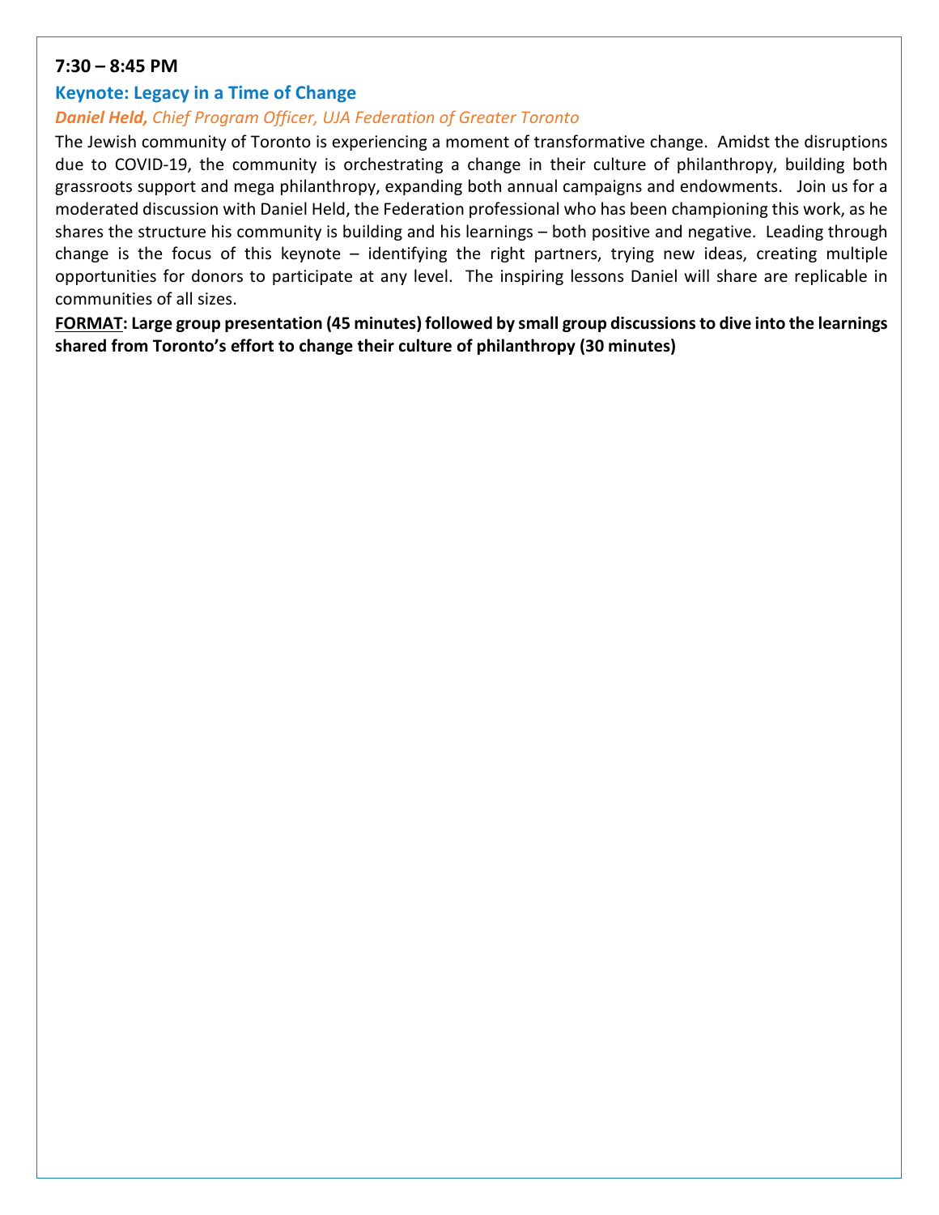**7:30 – 8:45 PM**

### Keynote: Legacy in a Time of Change

***Daniel Held,*** *Chief Program Officer, UJA Federation of Greater Toronto*

The Jewish community of Toronto is experiencing a moment of transformative change. Amidst the disruptions due to COVID-19, the community is orchestrating a change in their culture of philanthropy, building both grassroots support and mega philanthropy, expanding both annual campaigns and endowments. Join us for a moderated discussion with Daniel Held, the Federation professional who has been championing this work, as he shares the structure his community is building and his learnings – both positive and negative. Leading through change is the focus of this keynote – identifying the right partners, trying new ideas, creating multiple opportunities for donors to participate at any level. The inspiring lessons Daniel will share are replicable in communities of all sizes.

**<u>FORMAT</u>: Large group presentation (45 minutes) followed by small group discussions to dive into the learnings shared from Toronto's effort to change their culture of philanthropy (30 minutes)**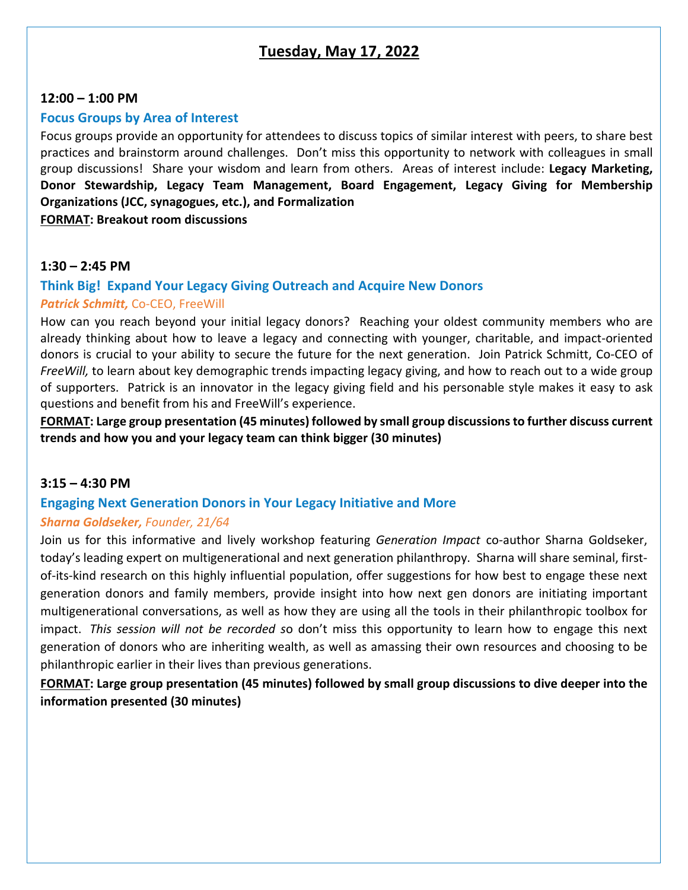# Tuesday, May 17, 2022

**12:00 – 1:00 PM**

### Focus Groups by Area of Interest

Focus groups provide an opportunity for attendees to discuss topics of similar interest with peers, to share best practices and brainstorm around challenges. Don't miss this opportunity to network with colleagues in small group discussions! Share your wisdom and learn from others. Areas of interest include: **Legacy Marketing, Donor Stewardship, Legacy Team Management, Board Engagement, Legacy Giving for Membership Organizations (JCC, synagogues, etc.), and Formalization**

**FORMAT: Breakout room discussions**

**1:30 – 2:45 PM**

### Think Big! Expand Your Legacy Giving Outreach and Acquire New Donors

***Patrick Schmitt,*** Co-CEO, FreeWill

How can you reach beyond your initial legacy donors? Reaching your oldest community members who are already thinking about how to leave a legacy and connecting with younger, charitable, and impact-oriented donors is crucial to your ability to secure the future for the next generation. Join Patrick Schmitt, Co-CEO of *FreeWill,* to learn about key demographic trends impacting legacy giving, and how to reach out to a wide group of supporters. Patrick is an innovator in the legacy giving field and his personable style makes it easy to ask questions and benefit from his and FreeWill's experience.

**FORMAT: Large group presentation (45 minutes) followed by small group discussions to further discuss current trends and how you and your legacy team can think bigger (30 minutes)**

**3:15 – 4:30 PM**

### Engaging Next Generation Donors in Your Legacy Initiative and More

***Sharna Goldseker,*** *Founder, 21/64*

Join us for this informative and lively workshop featuring *Generation Impact* co-author Sharna Goldseker, today's leading expert on multigenerational and next generation philanthropy. Sharna will share seminal, first-of-its-kind research on this highly influential population, offer suggestions for how best to engage these next generation donors and family members, provide insight into how next gen donors are initiating important multigenerational conversations, as well as how they are using all the tools in their philanthropic toolbox for impact. *This session will not be recorded* so don't miss this opportunity to learn how to engage this next generation of donors who are inheriting wealth, as well as amassing their own resources and choosing to be philanthropic earlier in their lives than previous generations.

**FORMAT: Large group presentation (45 minutes) followed by small group discussions to dive deeper into the information presented (30 minutes)**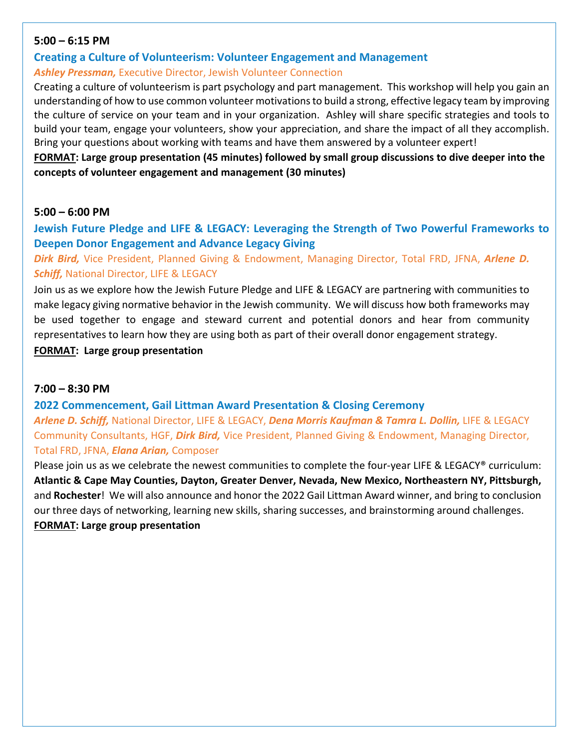**5:00 – 6:15 PM**

### Creating a Culture of Volunteerism: Volunteer Engagement and Management

***Ashley Pressman,*** Executive Director, Jewish Volunteer Connection

Creating a culture of volunteerism is part psychology and part management. This workshop will help you gain an understanding of how to use common volunteer motivations to build a strong, effective legacy team by improving the culture of service on your team and in your organization. Ashley will share specific strategies and tools to build your team, engage your volunteers, show your appreciation, and share the impact of all they accomplish. Bring your questions about working with teams and have them answered by a volunteer expert!

**FORMAT: Large group presentation (45 minutes) followed by small group discussions to dive deeper into the concepts of volunteer engagement and management (30 minutes)**

**5:00 – 6:00 PM**

### Jewish Future Pledge and LIFE & LEGACY: Leveraging the Strength of Two Powerful Frameworks to Deepen Donor Engagement and Advance Legacy Giving

***Dirk Bird,*** Vice President, Planned Giving & Endowment, Managing Director, Total FRD, JFNA, ***Arlene D. Schiff,*** National Director, LIFE & LEGACY

Join us as we explore how the Jewish Future Pledge and LIFE & LEGACY are partnering with communities to make legacy giving normative behavior in the Jewish community. We will discuss how both frameworks may be used together to engage and steward current and potential donors and hear from community representatives to learn how they are using both as part of their overall donor engagement strategy.

**FORMAT: Large group presentation**

**7:00 – 8:30 PM**

### 2022 Commencement, Gail Littman Award Presentation & Closing Ceremony

***Arlene D. Schiff,*** National Director, LIFE & LEGACY, ***Dena Morris Kaufman & Tamra L. Dollin,*** LIFE & LEGACY Community Consultants, HGF, ***Dirk Bird,*** Vice President, Planned Giving & Endowment, Managing Director, Total FRD, JFNA, ***Elana Arian,*** Composer

Please join us as we celebrate the newest communities to complete the four-year LIFE & LEGACY® curriculum: **Atlantic & Cape May Counties, Dayton, Greater Denver, Nevada, New Mexico, Northeastern NY, Pittsburgh,** and **Rochester**! We will also announce and honor the 2022 Gail Littman Award winner, and bring to conclusion our three days of networking, learning new skills, sharing successes, and brainstorming around challenges.

**FORMAT: Large group presentation**